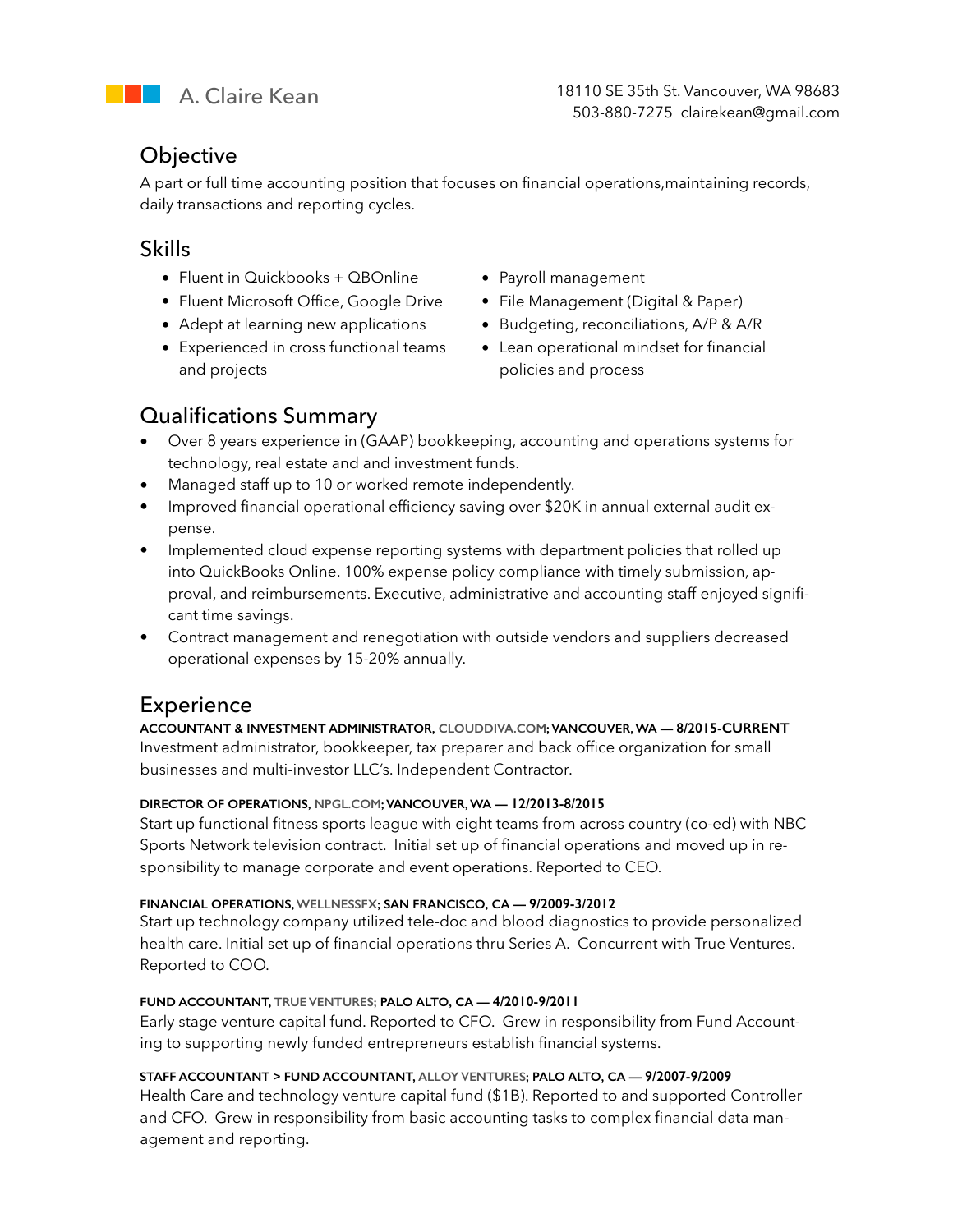# A. Claire Kean

18110 SE 35th St. Vancouver, WA 98683
503-880-7275 clairekean@gmail.com

## Objective

A part or full time accounting position that focuses on financial operations,maintaining records, daily transactions and reporting cycles.

## Skills

- Fluent in Quickbooks + QBOnline
- Fluent Microsoft Office, Google Drive
- Adept at learning new applications
- Experienced in cross functional teams and projects
- Payroll management
- File Management (Digital & Paper)
- Budgeting, reconciliations, A/P & A/R
- Lean operational mindset for financial policies and process

## Qualifications Summary

- Over 8 years experience in (GAAP) bookkeeping, accounting and operations systems for technology, real estate and and investment funds.
- Managed staff up to 10 or worked remote independently.
- Improved financial operational efficiency saving over $20K in annual external audit expense.
- Implemented cloud expense reporting systems with department policies that rolled up into QuickBooks Online. 100% expense policy compliance with timely submission, approval, and reimbursements. Executive, administrative and accounting staff enjoyed significant time savings.
- Contract management and renegotiation with outside vendors and suppliers decreased operational expenses by 15-20% annually.

## Experience

**ACCOUNTANT & INVESTMENT ADMINISTRATOR, CLOUDDIVA.COM; VANCOUVER, WA — 8/2015-CURRENT**

Investment administrator, bookkeeper, tax preparer and back office organization for small businesses and multi-investor LLC's. Independent Contractor.

**DIRECTOR OF OPERATIONS, NPGL.COM; VANCOUVER, WA — 12/2013-8/2015**

Start up functional fitness sports league with eight teams from across country (co-ed) with NBC Sports Network television contract. Initial set up of financial operations and moved up in responsibility to manage corporate and event operations. Reported to CEO.

**FINANCIAL OPERATIONS, WELLNESSFX; SAN FRANCISCO, CA — 9/2009-3/2012**

Start up technology company utilized tele-doc and blood diagnostics to provide personalized health care. Initial set up of financial operations thru Series A. Concurrent with True Ventures. Reported to COO.

**FUND ACCOUNTANT, TRUE VENTURES; PALO ALTO, CA — 4/2010-9/2011**

Early stage venture capital fund. Reported to CFO. Grew in responsibility from Fund Accounting to supporting newly funded entrepreneurs establish financial systems.

**STAFF ACCOUNTANT > FUND ACCOUNTANT, ALLOY VENTURES; PALO ALTO, CA — 9/2007-9/2009**

Health Care and technology venture capital fund ($1B). Reported to and supported Controller and CFO. Grew in responsibility from basic accounting tasks to complex financial data management and reporting.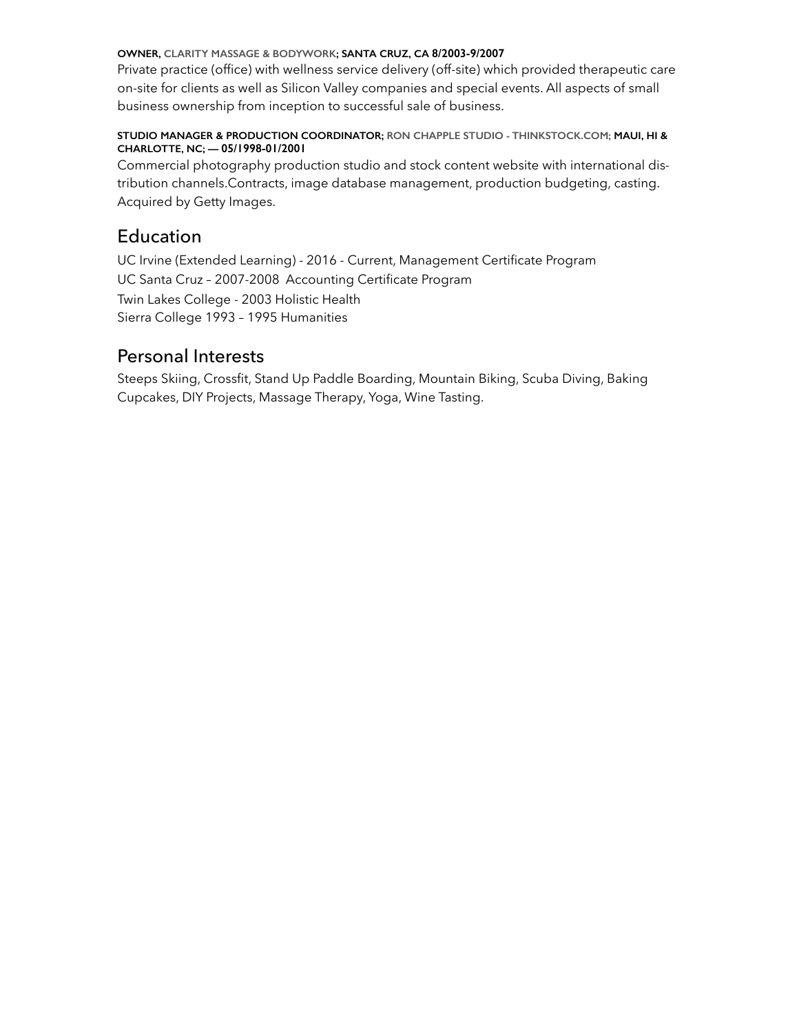**OWNER, CLARITY MASSAGE & BODYWORK; SANTA CRUZ, CA 8/2003-9/2007**

Private practice (office) with wellness service delivery (off-site) which provided therapeutic care on-site for clients as well as Silicon Valley companies and special events. All aspects of small business ownership from inception to successful sale of business.

**STUDIO MANAGER & PRODUCTION COORDINATOR; RON CHAPPLE STUDIO - THINKSTOCK.COM; MAUI, HI & CHARLOTTE, NC; — 05/1998-01/2001**

Commercial photography production studio and stock content website with international distribution channels.Contracts, image database management, production budgeting, casting. Acquired by Getty Images.

## Education

UC Irvine (Extended Learning) - 2016 - Current, Management Certificate Program

UC Santa Cruz – 2007-2008 Accounting Certificate Program

Twin Lakes College - 2003 Holistic Health

Sierra College 1993 – 1995 Humanities

## Personal Interests

Steeps Skiing, Crossfit, Stand Up Paddle Boarding, Mountain Biking, Scuba Diving, Baking Cupcakes, DIY Projects, Massage Therapy, Yoga, Wine Tasting.